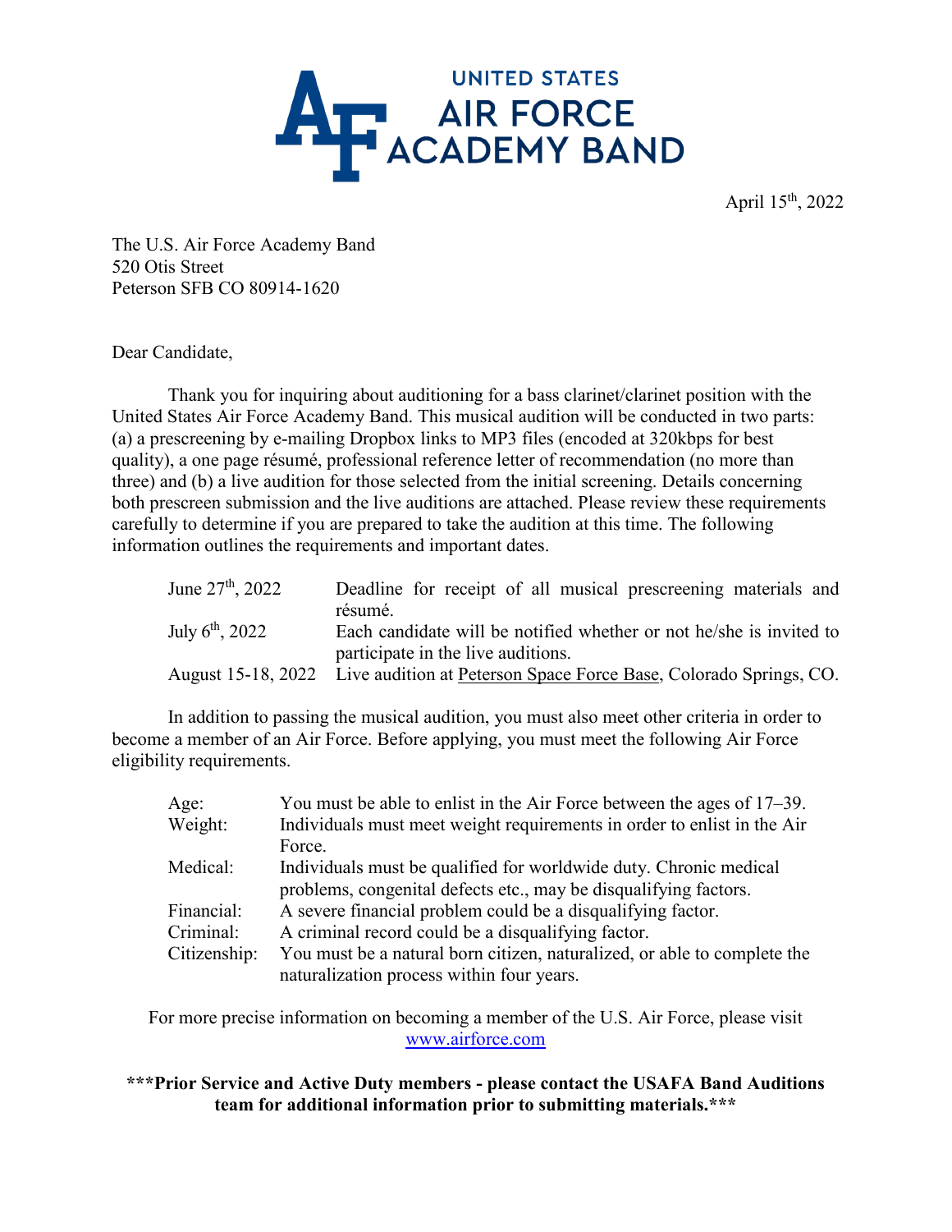# UNITED STATES AIR FORCE ACADEMY BAND

April 15th, 2022

The U.S. Air Force Academy Band
520 Otis Street
Peterson SFB CO 80914-1620

Dear Candidate,

Thank you for inquiring about auditioning for a bass clarinet/clarinet position with the United States Air Force Academy Band. This musical audition will be conducted in two parts: (a) a prescreening by e-mailing Dropbox links to MP3 files (encoded at 320kbps for best quality), a one page résumé, professional reference letter of recommendation (no more than three) and (b) a live audition for those selected from the initial screening. Details concerning both prescreen submission and the live auditions are attached. Please review these requirements carefully to determine if you are prepared to take the audition at this time. The following information outlines the requirements and important dates.

| | |
|---|---|
| June 27th, 2022 | Deadline for receipt of all musical prescreening materials and résumé. |
| July 6th, 2022 | Each candidate will be notified whether or not he/she is invited to participate in the live auditions. |
| August 15-18, 2022 | Live audition at Peterson Space Force Base, Colorado Springs, CO. |

In addition to passing the musical audition, you must also meet other criteria in order to become a member of an Air Force. Before applying, you must meet the following Air Force eligibility requirements.

| | |
|---|---|
| Age: | You must be able to enlist in the Air Force between the ages of 17–39. |
| Weight: | Individuals must meet weight requirements in order to enlist in the Air Force. |
| Medical: | Individuals must be qualified for worldwide duty. Chronic medical problems, congenital defects etc., may be disqualifying factors. |
| Financial: | A severe financial problem could be a disqualifying factor. |
| Criminal: | A criminal record could be a disqualifying factor. |
| Citizenship: | You must be a natural born citizen, naturalized, or able to complete the naturalization process within four years. |

For more precise information on becoming a member of the U.S. Air Force, please visit www.airforce.com

**\*\*\*Prior Service and Active Duty members - please contact the USAFA Band Auditions team for additional information prior to submitting materials.\*\*\***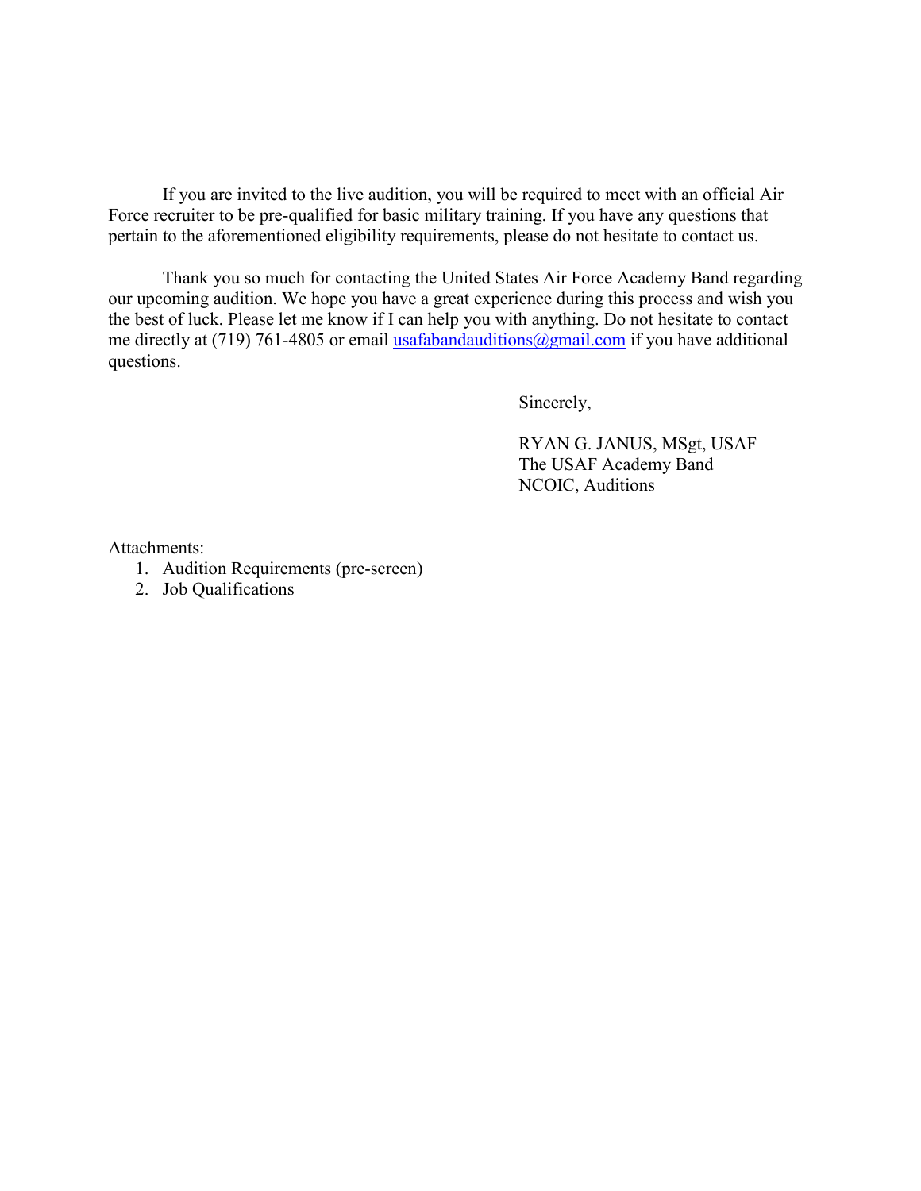If you are invited to the live audition, you will be required to meet with an official Air Force recruiter to be pre-qualified for basic military training. If you have any questions that pertain to the aforementioned eligibility requirements, please do not hesitate to contact us.

Thank you so much for contacting the United States Air Force Academy Band regarding our upcoming audition. We hope you have a great experience during this process and wish you the best of luck. Please let me know if I can help you with anything. Do not hesitate to contact me directly at (719) 761-4805 or email usafabandauditions@gmail.com if you have additional questions.

Sincerely,

RYAN G. JANUS, MSgt, USAF
The USAF Academy Band
NCOIC, Auditions

Attachments:

1. Audition Requirements (pre-screen)
2. Job Qualifications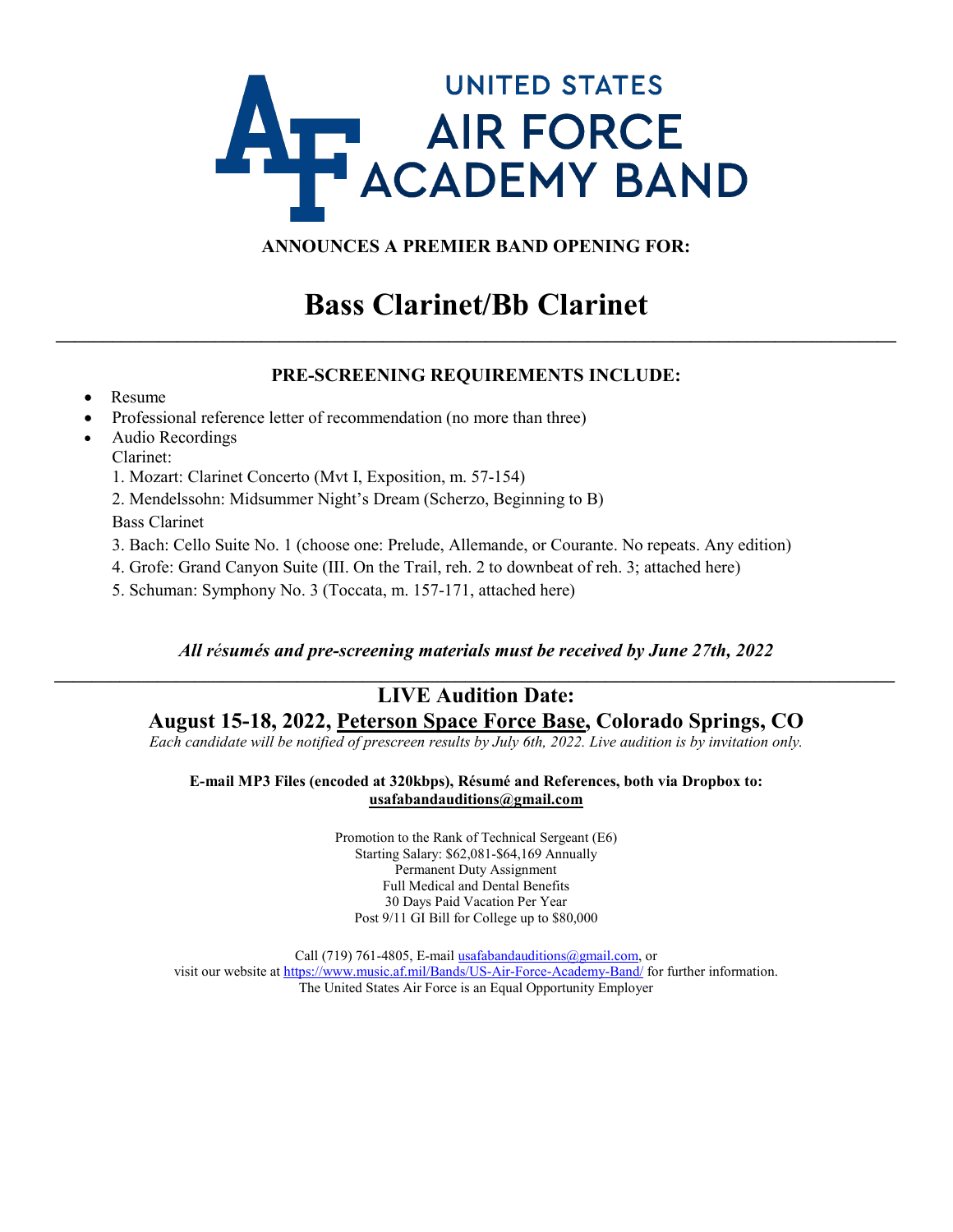# UNITED STATES AIR FORCE ACADEMY BAND

**ANNOUNCES A PREMIER BAND OPENING FOR:**

# Bass Clarinet/Bb Clarinet

---

**PRE-SCREENING REQUIREMENTS INCLUDE:**

- Resume
- Professional reference letter of recommendation (no more than three)
- Audio Recordings

  Clarinet:

  1. Mozart: Clarinet Concerto (Mvt I, Exposition, m. 57-154)
  2. Mendelssohn: Midsummer Night's Dream (Scherzo, Beginning to B)

  Bass Clarinet

  3. Bach: Cello Suite No. 1 (choose one: Prelude, Allemande, or Courante. No repeats. Any edition)
  4. Grofe: Grand Canyon Suite (III. On the Trail, reh. 2 to downbeat of reh. 3; attached here)
  5. Schuman: Symphony No. 3 (Toccata, m. 157-171, attached here)

***All résumés and pre-screening materials must be received by June 27th, 2022***

---

## LIVE Audition Date:

## August 15-18, 2022, Peterson Space Force Base, Colorado Springs, CO

*Each candidate will be notified of prescreen results by July 6th, 2022. Live audition is by invitation only.*

**E-mail MP3 Files (encoded at 320kbps), Résumé and References, both via Dropbox to:**
**usafabandauditions@gmail.com**

Promotion to the Rank of Technical Sergeant (E6)
Starting Salary: $62,081-$64,169 Annually
Permanent Duty Assignment
Full Medical and Dental Benefits
30 Days Paid Vacation Per Year
Post 9/11 GI Bill for College up to $80,000

Call (719) 761-4805, E-mail usafabandauditions@gmail.com, or
visit our website at https://www.music.af.mil/Bands/US-Air-Force-Academy-Band/ for further information.
The United States Air Force is an Equal Opportunity Employer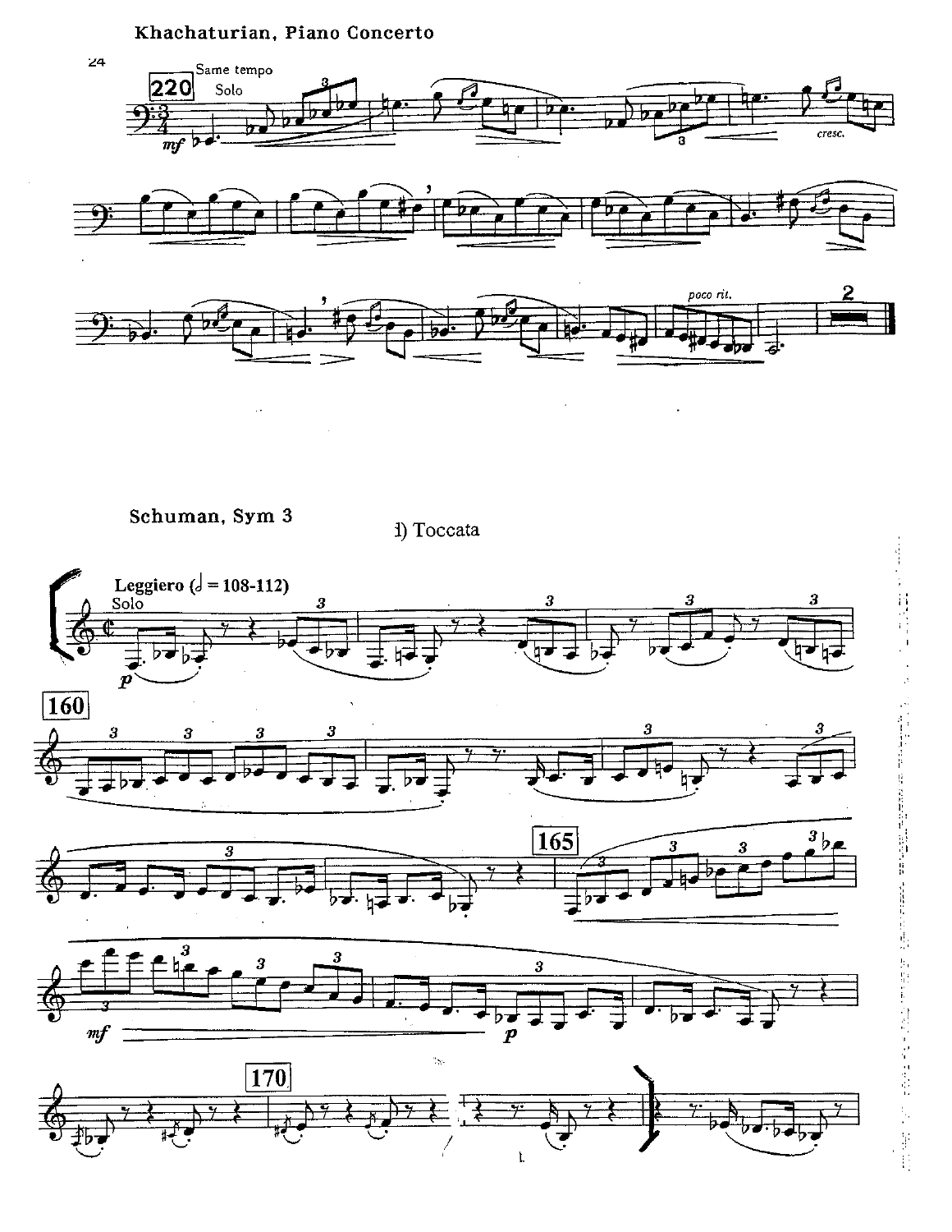## Khachaturian, Piano Concerto

220 Same tempo

Solo

*mf*

*cresc.*

*poco rit.*

2

## Schuman, Sym 3

4) Toccata

**Leggiero** (𝅗𝅥 = 108-112)

Solo

*p*

160

165

*mf*

*p*

170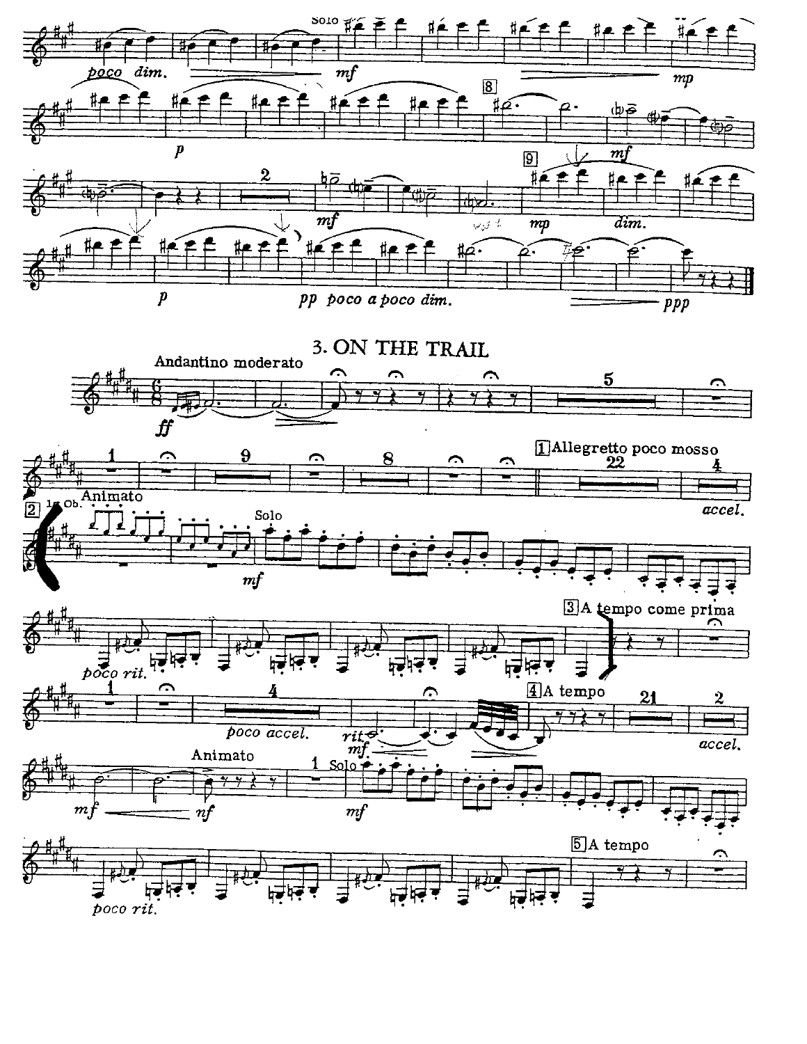## 3. ON THE TRAIL

Andantino moderato

Allegretto poco mosso

Animato

A tempo come prima

A tempo

Animato

A tempo